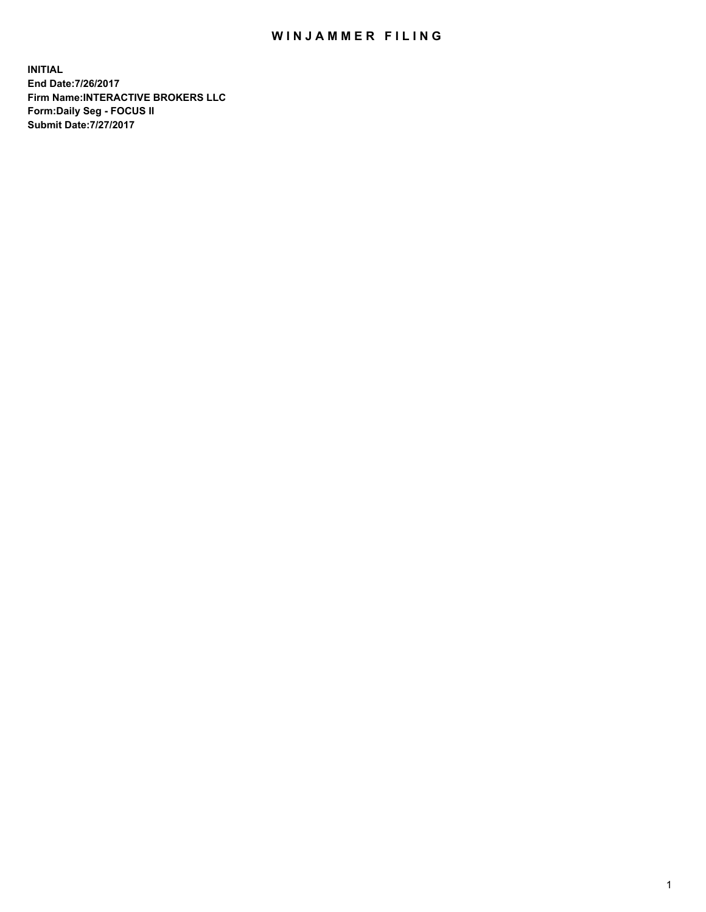# WINJAMMER FILING

**INITIAL**
**End Date:7/26/2017**
**Firm Name:INTERACTIVE BROKERS LLC**
**Form:Daily Seg - FOCUS II**
**Submit Date:7/27/2017**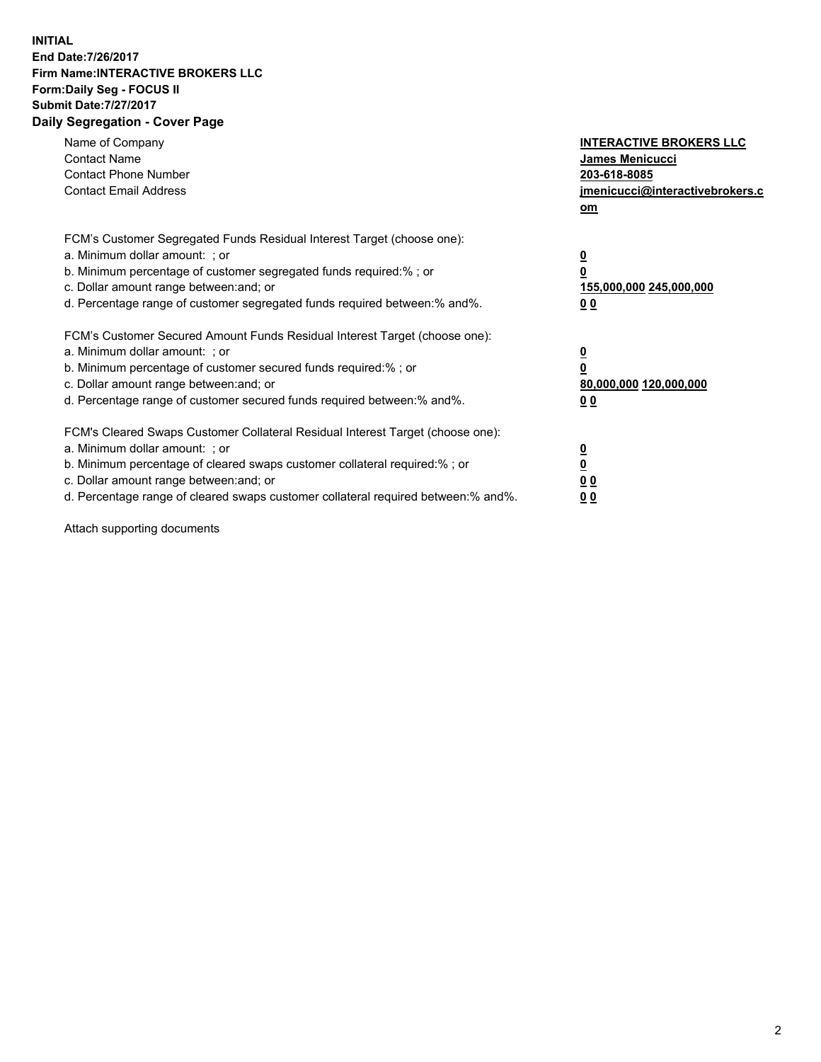**INITIAL**
**End Date:7/26/2017**
**Firm Name:INTERACTIVE BROKERS LLC**
**Form:Daily Seg - FOCUS II**
**Submit Date:7/27/2017**
**Daily Segregation - Cover Page**

| | |
|---|---|
| Name of Company | **INTERACTIVE BROKERS LLC** |
| Contact Name | **James Menicucci** |
| Contact Phone Number | **203-618-8085** |
| Contact Email Address | **jmenicucci@interactivebrokers.com** |

FCM's Customer Segregated Funds Residual Interest Target (choose one):

| | |
|---|---|
| a. Minimum dollar amount: ; or | **0** |
| b. Minimum percentage of customer segregated funds required:% ; or | **0** |
| c. Dollar amount range between:and; or | **155,000,000 245,000,000** |
| d. Percentage range of customer segregated funds required between:% and%. | **0 0** |

FCM's Customer Secured Amount Funds Residual Interest Target (choose one):

| | |
|---|---|
| a. Minimum dollar amount: ; or | **0** |
| b. Minimum percentage of customer secured funds required:% ; or | **0** |
| c. Dollar amount range between:and; or | **80,000,000 120,000,000** |
| d. Percentage range of customer secured funds required between:% and%. | **0 0** |

FCM's Cleared Swaps Customer Collateral Residual Interest Target (choose one):

| | |
|---|---|
| a. Minimum dollar amount: ; or | **0** |
| b. Minimum percentage of cleared swaps customer collateral required:% ; or | **0** |
| c. Dollar amount range between:and; or | **0 0** |
| d. Percentage range of cleared swaps customer collateral required between:% and%. | **0 0** |

Attach supporting documents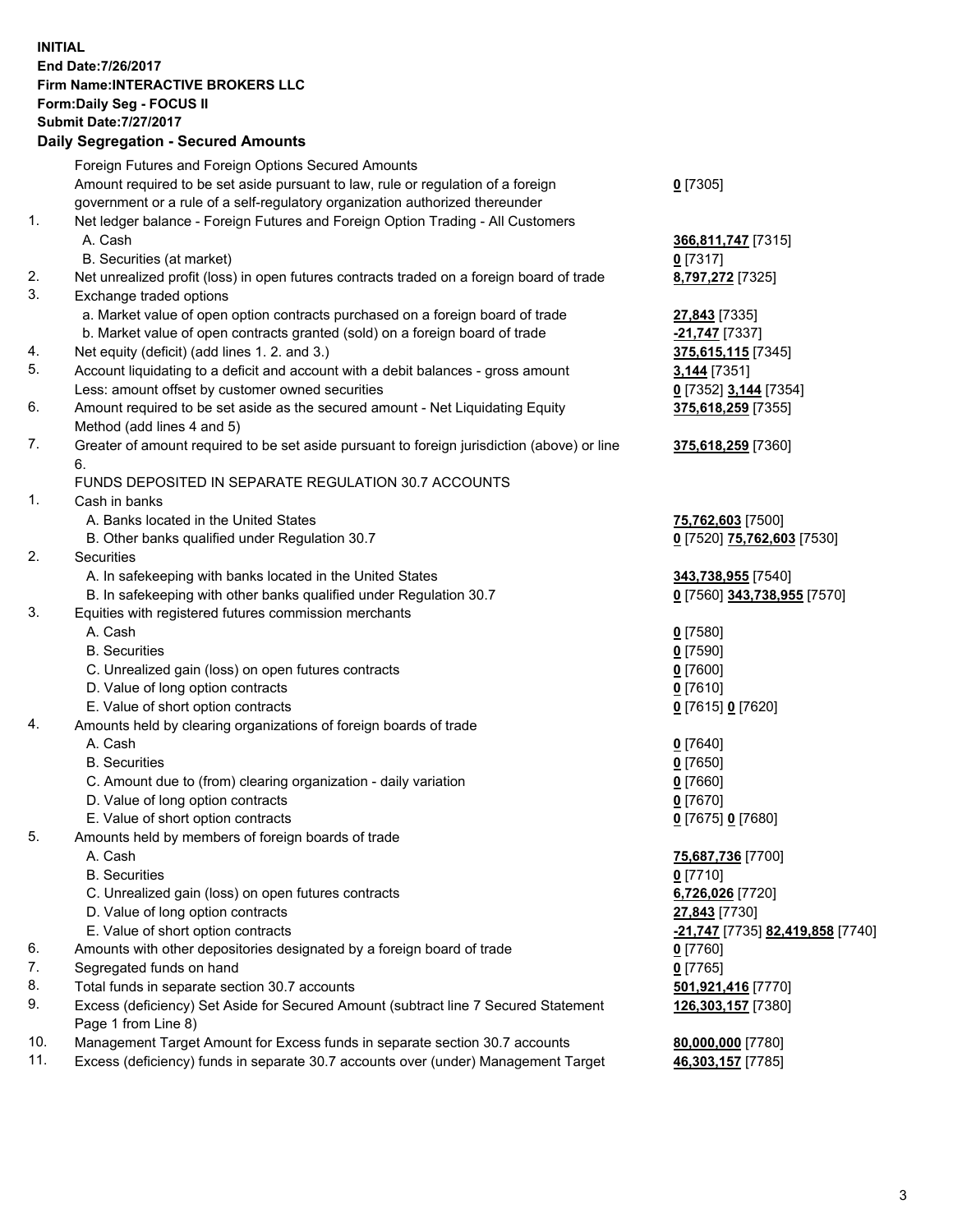**INITIAL**
**End Date:7/26/2017**
**Firm Name:INTERACTIVE BROKERS LLC**
**Form:Daily Seg - FOCUS II**
**Submit Date:7/27/2017**
**Daily Segregation - Secured Amounts**

| | | |
|---|---|---|
| | Foreign Futures and Foreign Options Secured Amounts | |
| | Amount required to be set aside pursuant to law, rule or regulation of a foreign government or a rule of a self-regulatory organization authorized thereunder | **0** [7305] |
| 1. | Net ledger balance - Foreign Futures and Foreign Option Trading - All Customers | |
| | A. Cash | **366,811,747** [7315] |
| | B. Securities (at market) | **0** [7317] |
| 2. | Net unrealized profit (loss) in open futures contracts traded on a foreign board of trade | **8,797,272** [7325] |
| 3. | Exchange traded options | |
| | a. Market value of open option contracts purchased on a foreign board of trade | **27,843** [7335] |
| | b. Market value of open contracts granted (sold) on a foreign board of trade | **-21,747** [7337] |
| 4. | Net equity (deficit) (add lines 1. 2. and 3.) | **375,615,115** [7345] |
| 5. | Account liquidating to a deficit and account with a debit balances - gross amount | **3,144** [7351] |
| | Less: amount offset by customer owned securities | **0** [7352] **3,144** [7354] |
| 6. | Amount required to be set aside as the secured amount - Net Liquidating Equity Method (add lines 4 and 5) | **375,618,259** [7355] |
| 7. | Greater of amount required to be set aside pursuant to foreign jurisdiction (above) or line 6. | **375,618,259** [7360] |
| | FUNDS DEPOSITED IN SEPARATE REGULATION 30.7 ACCOUNTS | |
| 1. | Cash in banks | |
| | A. Banks located in the United States | **75,762,603** [7500] |
| | B. Other banks qualified under Regulation 30.7 | **0** [7520] **75,762,603** [7530] |
| 2. | Securities | |
| | A. In safekeeping with banks located in the United States | **343,738,955** [7540] |
| | B. In safekeeping with other banks qualified under Regulation 30.7 | **0** [7560] **343,738,955** [7570] |
| 3. | Equities with registered futures commission merchants | |
| | A. Cash | **0** [7580] |
| | B. Securities | **0** [7590] |
| | C. Unrealized gain (loss) on open futures contracts | **0** [7600] |
| | D. Value of long option contracts | **0** [7610] |
| | E. Value of short option contracts | **0** [7615] **0** [7620] |
| 4. | Amounts held by clearing organizations of foreign boards of trade | |
| | A. Cash | **0** [7640] |
| | B. Securities | **0** [7650] |
| | C. Amount due to (from) clearing organization - daily variation | **0** [7660] |
| | D. Value of long option contracts | **0** [7670] |
| | E. Value of short option contracts | **0** [7675] **0** [7680] |
| 5. | Amounts held by members of foreign boards of trade | |
| | A. Cash | **75,687,736** [7700] |
| | B. Securities | **0** [7710] |
| | C. Unrealized gain (loss) on open futures contracts | **6,726,026** [7720] |
| | D. Value of long option contracts | **27,843** [7730] |
| | E. Value of short option contracts | **-21,747** [7735] **82,419,858** [7740] |
| 6. | Amounts with other depositories designated by a foreign board of trade | **0** [7760] |
| 7. | Segregated funds on hand | **0** [7765] |
| 8. | Total funds in separate section 30.7 accounts | **501,921,416** [7770] |
| 9. | Excess (deficiency) Set Aside for Secured Amount (subtract line 7 Secured Statement Page 1 from Line 8) | **126,303,157** [7380] |
| 10. | Management Target Amount for Excess funds in separate section 30.7 accounts | **80,000,000** [7780] |
| 11. | Excess (deficiency) funds in separate 30.7 accounts over (under) Management Target | **46,303,157** [7785] |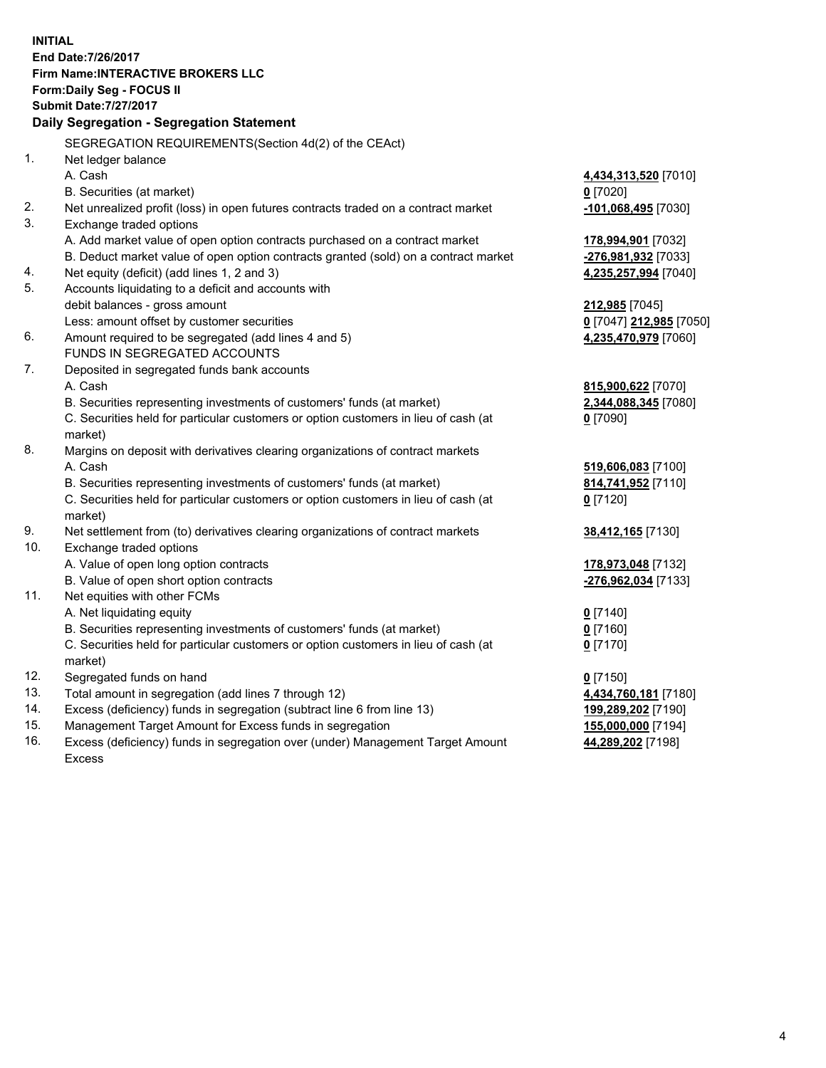**INITIAL**
**End Date:7/26/2017**
**Firm Name:INTERACTIVE BROKERS LLC**
**Form:Daily Seg - FOCUS II**
**Submit Date:7/27/2017**

## Daily Segregation - Segregation Statement

SEGREGATION REQUIREMENTS(Section 4d(2) of the CEAct)

| | | |
|---|---|---|
| 1. | Net ledger balance | |
| | A. Cash | **4,434,313,520** [7010] |
| | B. Securities (at market) | **0** [7020] |
| 2. | Net unrealized profit (loss) in open futures contracts traded on a contract market | **-101,068,495** [7030] |
| 3. | Exchange traded options | |
| | A. Add market value of open option contracts purchased on a contract market | **178,994,901** [7032] |
| | B. Deduct market value of open option contracts granted (sold) on a contract market | **-276,981,932** [7033] |
| 4. | Net equity (deficit) (add lines 1, 2 and 3) | **4,235,257,994** [7040] |
| 5. | Accounts liquidating to a deficit and accounts with | |
| | debit balances - gross amount | **212,985** [7045] |
| | Less: amount offset by customer securities | **0** [7047] **212,985** [7050] |
| 6. | Amount required to be segregated (add lines 4 and 5) | **4,235,470,979** [7060] |
| | FUNDS IN SEGREGATED ACCOUNTS | |
| 7. | Deposited in segregated funds bank accounts | |
| | A. Cash | **815,900,622** [7070] |
| | B. Securities representing investments of customers' funds (at market) | **2,344,088,345** [7080] |
| | C. Securities held for particular customers or option customers in lieu of cash (at market) | **0** [7090] |
| 8. | Margins on deposit with derivatives clearing organizations of contract markets | |
| | A. Cash | **519,606,083** [7100] |
| | B. Securities representing investments of customers' funds (at market) | **814,741,952** [7110] |
| | C. Securities held for particular customers or option customers in lieu of cash (at market) | **0** [7120] |
| 9. | Net settlement from (to) derivatives clearing organizations of contract markets | **38,412,165** [7130] |
| 10. | Exchange traded options | |
| | A. Value of open long option contracts | **178,973,048** [7132] |
| | B. Value of open short option contracts | **-276,962,034** [7133] |
| 11. | Net equities with other FCMs | |
| | A. Net liquidating equity | **0** [7140] |
| | B. Securities representing investments of customers' funds (at market) | **0** [7160] |
| | C. Securities held for particular customers or option customers in lieu of cash (at market) | **0** [7170] |
| 12. | Segregated funds on hand | **0** [7150] |
| 13. | Total amount in segregation (add lines 7 through 12) | **4,434,760,181** [7180] |
| 14. | Excess (deficiency) funds in segregation (subtract line 6 from line 13) | **199,289,202** [7190] |
| 15. | Management Target Amount for Excess funds in segregation | **155,000,000** [7194] |
| 16. | Excess (deficiency) funds in segregation over (under) Management Target Amount Excess | **44,289,202** [7198] |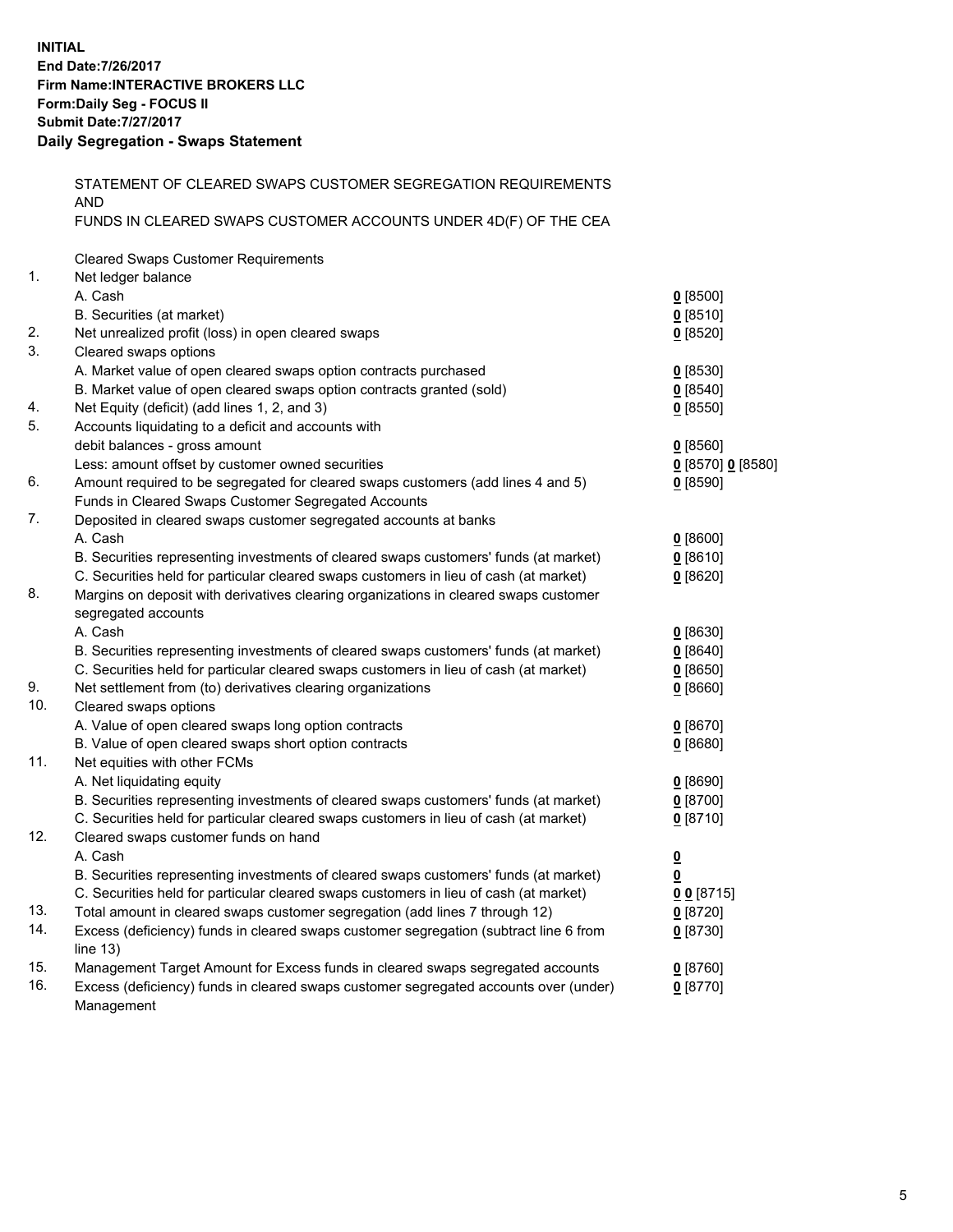**INITIAL**
**End Date:7/26/2017**
**Firm Name:INTERACTIVE BROKERS LLC**
**Form:Daily Seg - FOCUS II**
**Submit Date:7/27/2017**
**Daily Segregation - Swaps Statement**

STATEMENT OF CLEARED SWAPS CUSTOMER SEGREGATION REQUIREMENTS
AND
FUNDS IN CLEARED SWAPS CUSTOMER ACCOUNTS UNDER 4D(F) OF THE CEA

| | | |
|---|---|---|
| | Cleared Swaps Customer Requirements | |
| 1. | Net ledger balance | |
| | A. Cash | 0 [8500] |
| | B. Securities (at market) | 0 [8510] |
| 2. | Net unrealized profit (loss) in open cleared swaps | 0 [8520] |
| 3. | Cleared swaps options | |
| | A. Market value of open cleared swaps option contracts purchased | 0 [8530] |
| | B. Market value of open cleared swaps option contracts granted (sold) | 0 [8540] |
| 4. | Net Equity (deficit) (add lines 1, 2, and 3) | 0 [8550] |
| 5. | Accounts liquidating to a deficit and accounts with | |
| | debit balances - gross amount | 0 [8560] |
| | Less: amount offset by customer owned securities | 0 [8570] 0 [8580] |
| 6. | Amount required to be segregated for cleared swaps customers (add lines 4 and 5) | 0 [8590] |
| | Funds in Cleared Swaps Customer Segregated Accounts | |
| 7. | Deposited in cleared swaps customer segregated accounts at banks | |
| | A. Cash | 0 [8600] |
| | B. Securities representing investments of cleared swaps customers' funds (at market) | 0 [8610] |
| | C. Securities held for particular cleared swaps customers in lieu of cash (at market) | 0 [8620] |
| 8. | Margins on deposit with derivatives clearing organizations in cleared swaps customer segregated accounts | |
| | A. Cash | 0 [8630] |
| | B. Securities representing investments of cleared swaps customers' funds (at market) | 0 [8640] |
| | C. Securities held for particular cleared swaps customers in lieu of cash (at market) | 0 [8650] |
| 9. | Net settlement from (to) derivatives clearing organizations | 0 [8660] |
| 10. | Cleared swaps options | |
| | A. Value of open cleared swaps long option contracts | 0 [8670] |
| | B. Value of open cleared swaps short option contracts | 0 [8680] |
| 11. | Net equities with other FCMs | |
| | A. Net liquidating equity | 0 [8690] |
| | B. Securities representing investments of cleared swaps customers' funds (at market) | 0 [8700] |
| | C. Securities held for particular cleared swaps customers in lieu of cash (at market) | 0 [8710] |
| 12. | Cleared swaps customer funds on hand | |
| | A. Cash | 0 |
| | B. Securities representing investments of cleared swaps customers' funds (at market) | 0 |
| | C. Securities held for particular cleared swaps customers in lieu of cash (at market) | 0 0 [8715] |
| 13. | Total amount in cleared swaps customer segregation (add lines 7 through 12) | 0 [8720] |
| 14. | Excess (deficiency) funds in cleared swaps customer segregation (subtract line 6 from line 13) | 0 [8730] |
| 15. | Management Target Amount for Excess funds in cleared swaps segregated accounts | 0 [8760] |
| 16. | Excess (deficiency) funds in cleared swaps customer segregated accounts over (under) Management | 0 [8770] |